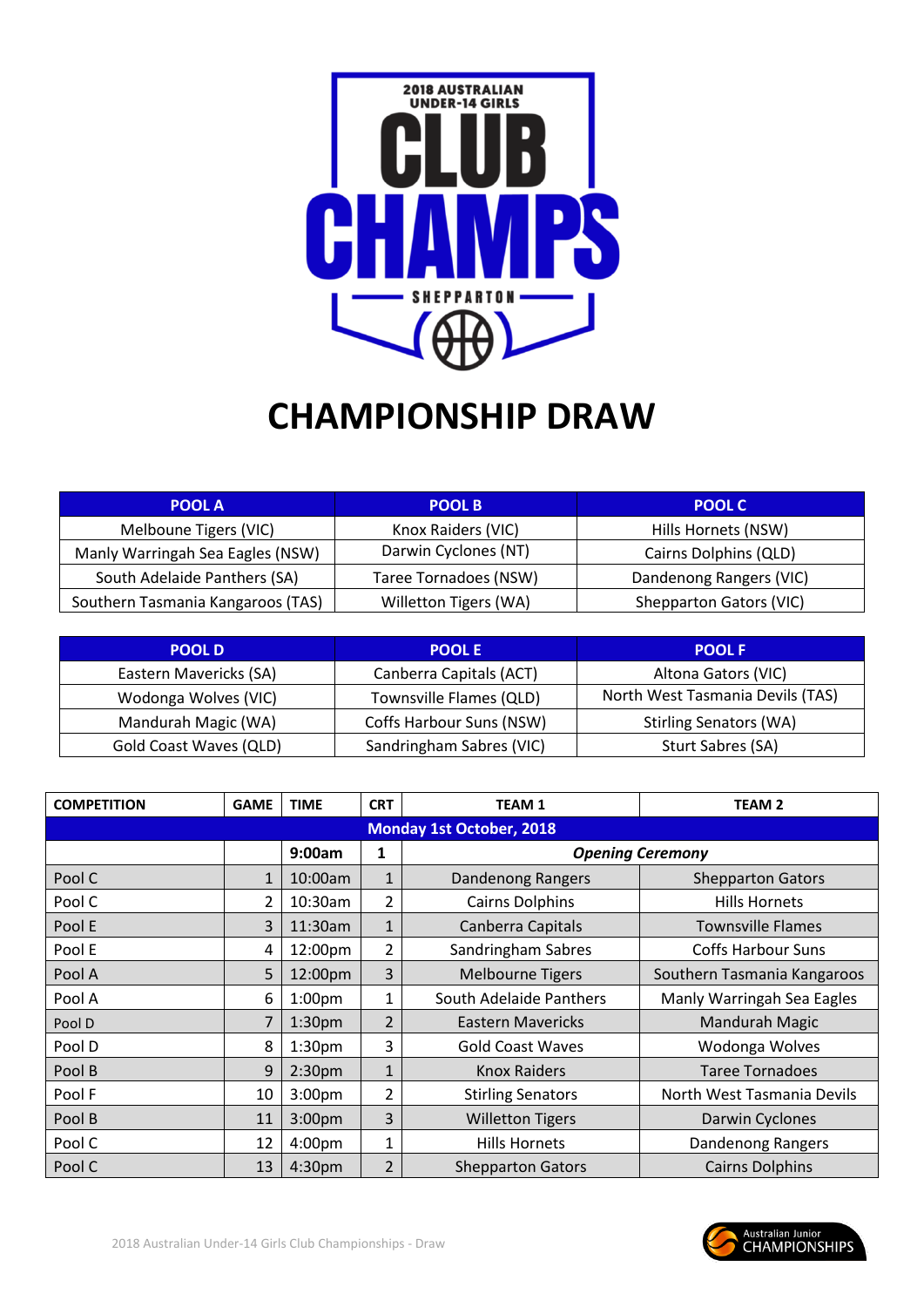2018 AUSTRALIAN UNDER-14 GIRLS

CLUB CHAMPS

SHEPPARTON

# CHAMPIONSHIP DRAW

| POOL A | POOL B | POOL C |
|---|---|---|
| Melboune Tigers (VIC) | Knox Raiders (VIC) | Hills Hornets (NSW) |
| Manly Warringah Sea Eagles (NSW) | Darwin Cyclones (NT) | Cairns Dolphins (QLD) |
| South Adelaide Panthers (SA) | Taree Tornadoes (NSW) | Dandenong Rangers (VIC) |
| Southern Tasmania Kangaroos (TAS) | Willetton Tigers (WA) | Shepparton Gators (VIC) |

| POOL D | POOL E | POOL F |
|---|---|---|
| Eastern Mavericks (SA) | Canberra Capitals (ACT) | Altona Gators (VIC) |
| Wodonga Wolves (VIC) | Townsville Flames (QLD) | North West Tasmania Devils (TAS) |
| Mandurah Magic (WA) | Coffs Harbour Suns (NSW) | Stirling Senators (WA) |
| Gold Coast Waves (QLD) | Sandringham Sabres (VIC) | Sturt Sabres (SA) |

| COMPETITION | GAME | TIME | CRT | TEAM 1 | TEAM 2 |
|---|---|---|---|---|---|
| **Monday 1st October, 2018** | | | | | |
| | | **9:00am** | **1** | ***Opening Ceremony*** | |
| Pool C | 1 | 10:00am | 1 | Dandenong Rangers | Shepparton Gators |
| Pool C | 2 | 10:30am | 2 | Cairns Dolphins | Hills Hornets |
| Pool E | 3 | 11:30am | 1 | Canberra Capitals | Townsville Flames |
| Pool E | 4 | 12:00pm | 2 | Sandringham Sabres | Coffs Harbour Suns |
| Pool A | 5 | 12:00pm | 3 | Melbourne Tigers | Southern Tasmania Kangaroos |
| Pool A | 6 | 1:00pm | 1 | South Adelaide Panthers | Manly Warringah Sea Eagles |
| Pool D | 7 | 1:30pm | 2 | Eastern Mavericks | Mandurah Magic |
| Pool D | 8 | 1:30pm | 3 | Gold Coast Waves | Wodonga Wolves |
| Pool B | 9 | 2:30pm | 1 | Knox Raiders | Taree Tornadoes |
| Pool F | 10 | 3:00pm | 2 | Stirling Senators | North West Tasmania Devils |
| Pool B | 11 | 3:00pm | 3 | Willetton Tigers | Darwin Cyclones |
| Pool C | 12 | 4:00pm | 1 | Hills Hornets | Dandenong Rangers |
| Pool C | 13 | 4:30pm | 2 | Shepparton Gators | Cairns Dolphins |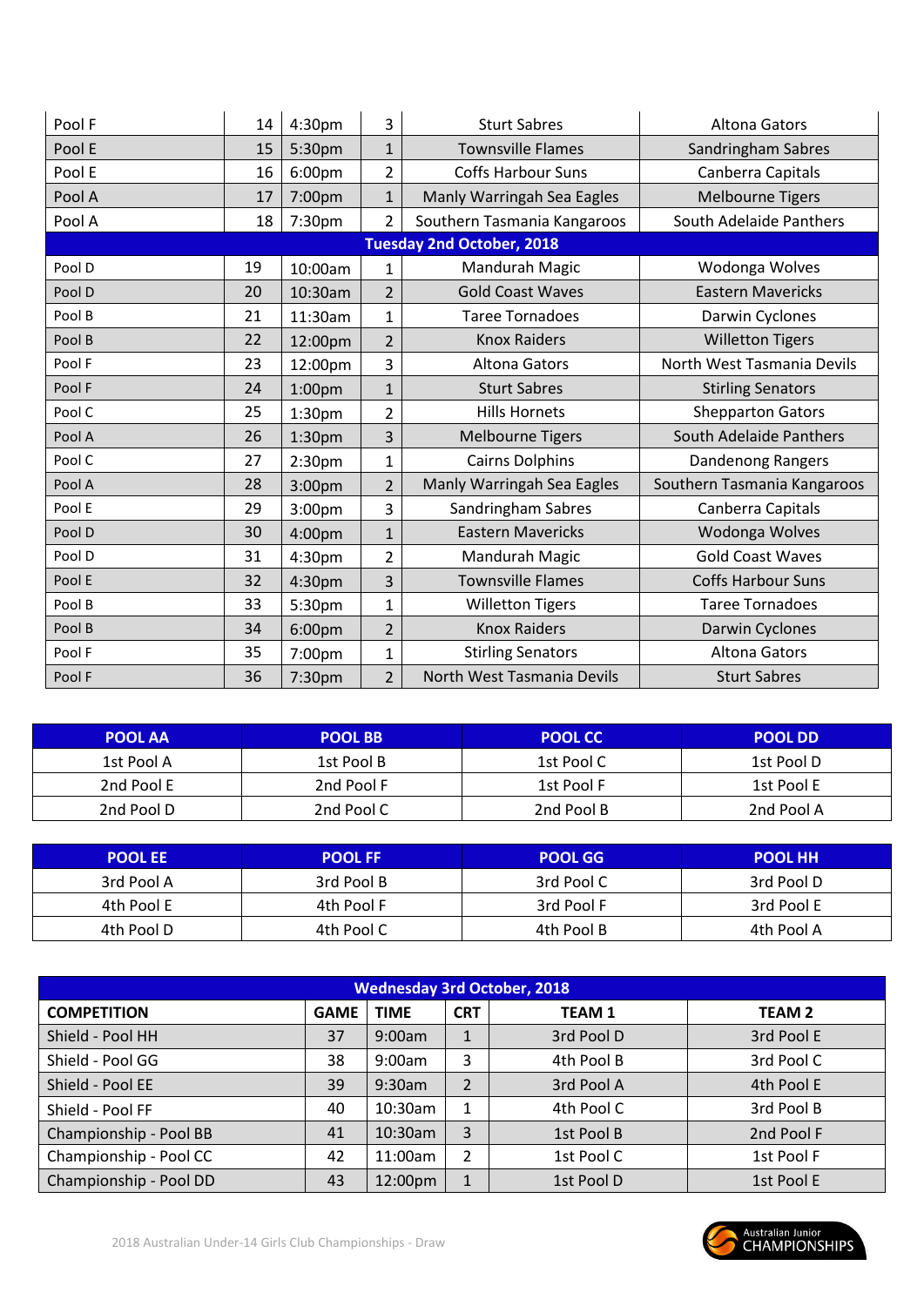| | | | | | |
|---|---|---|---|---|---|
| Pool F | 14 | 4:30pm | 3 | Sturt Sabres | Altona Gators |
| Pool E | 15 | 5:30pm | 1 | Townsville Flames | Sandringham Sabres |
| Pool E | 16 | 6:00pm | 2 | Coffs Harbour Suns | Canberra Capitals |
| Pool A | 17 | 7:00pm | 1 | Manly Warringah Sea Eagles | Melbourne Tigers |
| Pool A | 18 | 7:30pm | 2 | Southern Tasmania Kangaroos | South Adelaide Panthers |
| **Tuesday 2nd October, 2018** | | | | | |
| Pool D | 19 | 10:00am | 1 | Mandurah Magic | Wodonga Wolves |
| Pool D | 20 | 10:30am | 2 | Gold Coast Waves | Eastern Mavericks |
| Pool B | 21 | 11:30am | 1 | Taree Tornadoes | Darwin Cyclones |
| Pool B | 22 | 12:00pm | 2 | Knox Raiders | Willetton Tigers |
| Pool F | 23 | 12:00pm | 3 | Altona Gators | North West Tasmania Devils |
| Pool F | 24 | 1:00pm | 1 | Sturt Sabres | Stirling Senators |
| Pool C | 25 | 1:30pm | 2 | Hills Hornets | Shepparton Gators |
| Pool A | 26 | 1:30pm | 3 | Melbourne Tigers | South Adelaide Panthers |
| Pool C | 27 | 2:30pm | 1 | Cairns Dolphins | Dandenong Rangers |
| Pool A | 28 | 3:00pm | 2 | Manly Warringah Sea Eagles | Southern Tasmania Kangaroos |
| Pool E | 29 | 3:00pm | 3 | Sandringham Sabres | Canberra Capitals |
| Pool D | 30 | 4:00pm | 1 | Eastern Mavericks | Wodonga Wolves |
| Pool D | 31 | 4:30pm | 2 | Mandurah Magic | Gold Coast Waves |
| Pool E | 32 | 4:30pm | 3 | Townsville Flames | Coffs Harbour Suns |
| Pool B | 33 | 5:30pm | 1 | Willetton Tigers | Taree Tornadoes |
| Pool B | 34 | 6:00pm | 2 | Knox Raiders | Darwin Cyclones |
| Pool F | 35 | 7:00pm | 1 | Stirling Senators | Altona Gators |
| Pool F | 36 | 7:30pm | 2 | North West Tasmania Devils | Sturt Sabres |

| POOL AA | POOL BB | POOL CC | POOL DD |
|---|---|---|---|
| 1st Pool A | 1st Pool B | 1st Pool C | 1st Pool D |
| 2nd Pool E | 2nd Pool F | 1st Pool F | 1st Pool E |
| 2nd Pool D | 2nd Pool C | 2nd Pool B | 2nd Pool A |

| POOL EE | POOL FF | POOL GG | POOL HH |
|---|---|---|---|
| 3rd Pool A | 3rd Pool B | 3rd Pool C | 3rd Pool D |
| 4th Pool E | 4th Pool F | 3rd Pool F | 3rd Pool E |
| 4th Pool D | 4th Pool C | 4th Pool B | 4th Pool A |

| Wednesday 3rd October, 2018 | | | | | |
|---|---|---|---|---|---|
| **COMPETITION** | **GAME** | **TIME** | **CRT** | **TEAM 1** | **TEAM 2** |
| Shield - Pool HH | 37 | 9:00am | 1 | 3rd Pool D | 3rd Pool E |
| Shield - Pool GG | 38 | 9:00am | 3 | 4th Pool B | 3rd Pool C |
| Shield - Pool EE | 39 | 9:30am | 2 | 3rd Pool A | 4th Pool E |
| Shield - Pool FF | 40 | 10:30am | 1 | 4th Pool C | 3rd Pool B |
| Championship - Pool BB | 41 | 10:30am | 3 | 1st Pool B | 2nd Pool F |
| Championship - Pool CC | 42 | 11:00am | 2 | 1st Pool C | 1st Pool F |
| Championship - Pool DD | 43 | 12:00pm | 1 | 1st Pool D | 1st Pool E |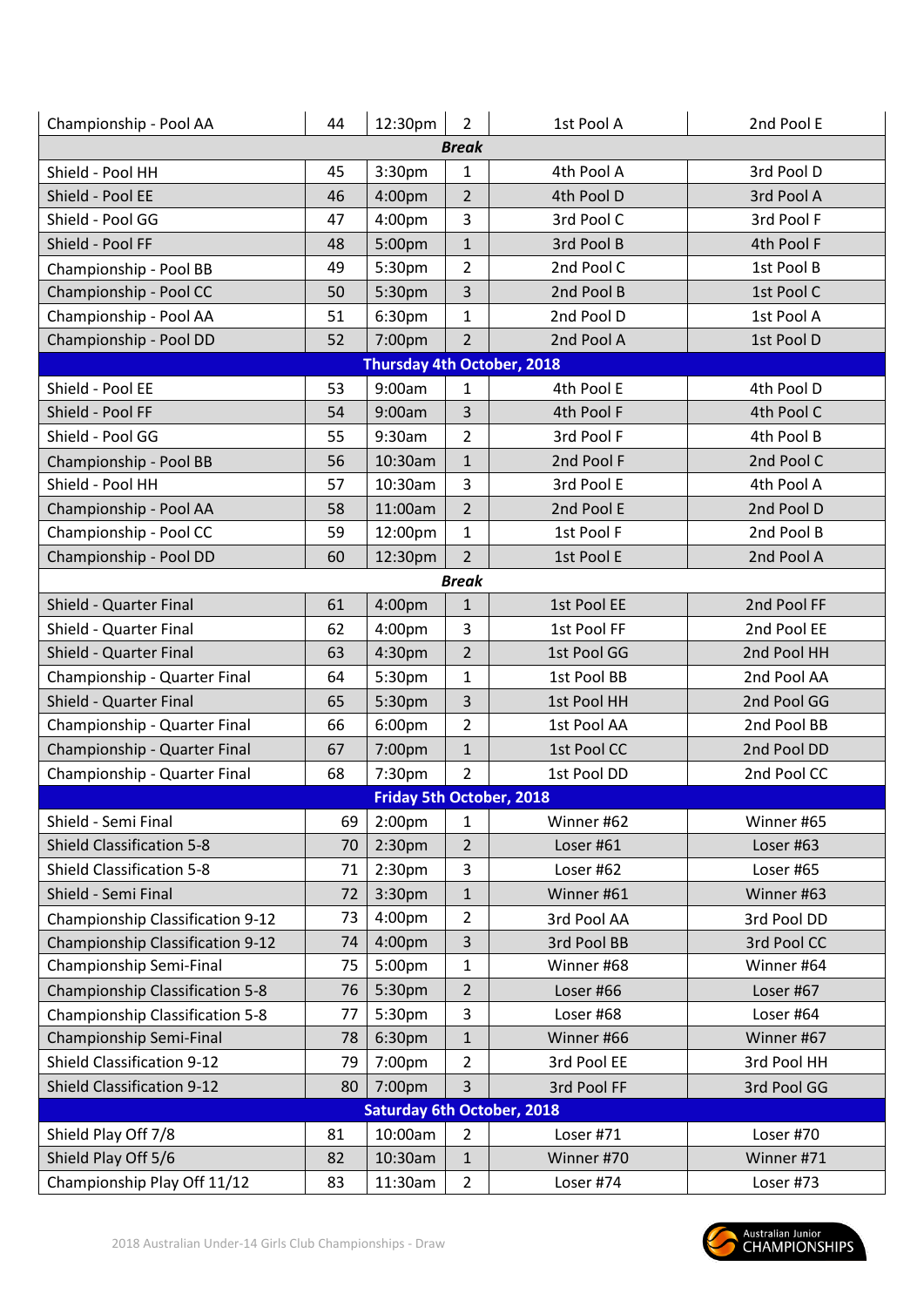| | | | | | |
|---|---|---|---|---|---|
| Championship - Pool AA | 44 | 12:30pm | 2 | 1st Pool A | 2nd Pool E |
| ***Break*** | | | | | |
| Shield - Pool HH | 45 | 3:30pm | 1 | 4th Pool A | 3rd Pool D |
| Shield - Pool EE | 46 | 4:00pm | 2 | 4th Pool D | 3rd Pool A |
| Shield - Pool GG | 47 | 4:00pm | 3 | 3rd Pool C | 3rd Pool F |
| Shield - Pool FF | 48 | 5:00pm | 1 | 3rd Pool B | 4th Pool F |
| Championship - Pool BB | 49 | 5:30pm | 2 | 2nd Pool C | 1st Pool B |
| Championship - Pool CC | 50 | 5:30pm | 3 | 2nd Pool B | 1st Pool C |
| Championship - Pool AA | 51 | 6:30pm | 1 | 2nd Pool D | 1st Pool A |
| Championship - Pool DD | 52 | 7:00pm | 2 | 2nd Pool A | 1st Pool D |
| **Thursday 4th October, 2018** | | | | | |
| Shield - Pool EE | 53 | 9:00am | 1 | 4th Pool E | 4th Pool D |
| Shield - Pool FF | 54 | 9:00am | 3 | 4th Pool F | 4th Pool C |
| Shield - Pool GG | 55 | 9:30am | 2 | 3rd Pool F | 4th Pool B |
| Championship - Pool BB | 56 | 10:30am | 1 | 2nd Pool F | 2nd Pool C |
| Shield - Pool HH | 57 | 10:30am | 3 | 3rd Pool E | 4th Pool A |
| Championship - Pool AA | 58 | 11:00am | 2 | 2nd Pool E | 2nd Pool D |
| Championship - Pool CC | 59 | 12:00pm | 1 | 1st Pool F | 2nd Pool B |
| Championship - Pool DD | 60 | 12:30pm | 2 | 1st Pool E | 2nd Pool A |
| ***Break*** | | | | | |
| Shield - Quarter Final | 61 | 4:00pm | 1 | 1st Pool EE | 2nd Pool FF |
| Shield - Quarter Final | 62 | 4:00pm | 3 | 1st Pool FF | 2nd Pool EE |
| Shield - Quarter Final | 63 | 4:30pm | 2 | 1st Pool GG | 2nd Pool HH |
| Championship - Quarter Final | 64 | 5:30pm | 1 | 1st Pool BB | 2nd Pool AA |
| Shield - Quarter Final | 65 | 5:30pm | 3 | 1st Pool HH | 2nd Pool GG |
| Championship - Quarter Final | 66 | 6:00pm | 2 | 1st Pool AA | 2nd Pool BB |
| Championship - Quarter Final | 67 | 7:00pm | 1 | 1st Pool CC | 2nd Pool DD |
| Championship - Quarter Final | 68 | 7:30pm | 2 | 1st Pool DD | 2nd Pool CC |
| **Friday 5th October, 2018** | | | | | |
| Shield - Semi Final | 69 | 2:00pm | 1 | Winner #62 | Winner #65 |
| Shield Classification 5-8 | 70 | 2:30pm | 2 | Loser #61 | Loser #63 |
| Shield Classification 5-8 | 71 | 2:30pm | 3 | Loser #62 | Loser #65 |
| Shield - Semi Final | 72 | 3:30pm | 1 | Winner #61 | Winner #63 |
| Championship Classification 9-12 | 73 | 4:00pm | 2 | 3rd Pool AA | 3rd Pool DD |
| Championship Classification 9-12 | 74 | 4:00pm | 3 | 3rd Pool BB | 3rd Pool CC |
| Championship Semi-Final | 75 | 5:00pm | 1 | Winner #68 | Winner #64 |
| Championship Classification 5-8 | 76 | 5:30pm | 2 | Loser #66 | Loser #67 |
| Championship Classification 5-8 | 77 | 5:30pm | 3 | Loser #68 | Loser #64 |
| Championship Semi-Final | 78 | 6:30pm | 1 | Winner #66 | Winner #67 |
| Shield Classification 9-12 | 79 | 7:00pm | 2 | 3rd Pool EE | 3rd Pool HH |
| Shield Classification 9-12 | 80 | 7:00pm | 3 | 3rd Pool FF | 3rd Pool GG |
| **Saturday 6th October, 2018** | | | | | |
| Shield Play Off 7/8 | 81 | 10:00am | 2 | Loser #71 | Loser #70 |
| Shield Play Off 5/6 | 82 | 10:30am | 1 | Winner #70 | Winner #71 |
| Championship Play Off 11/12 | 83 | 11:30am | 2 | Loser #74 | Loser #73 |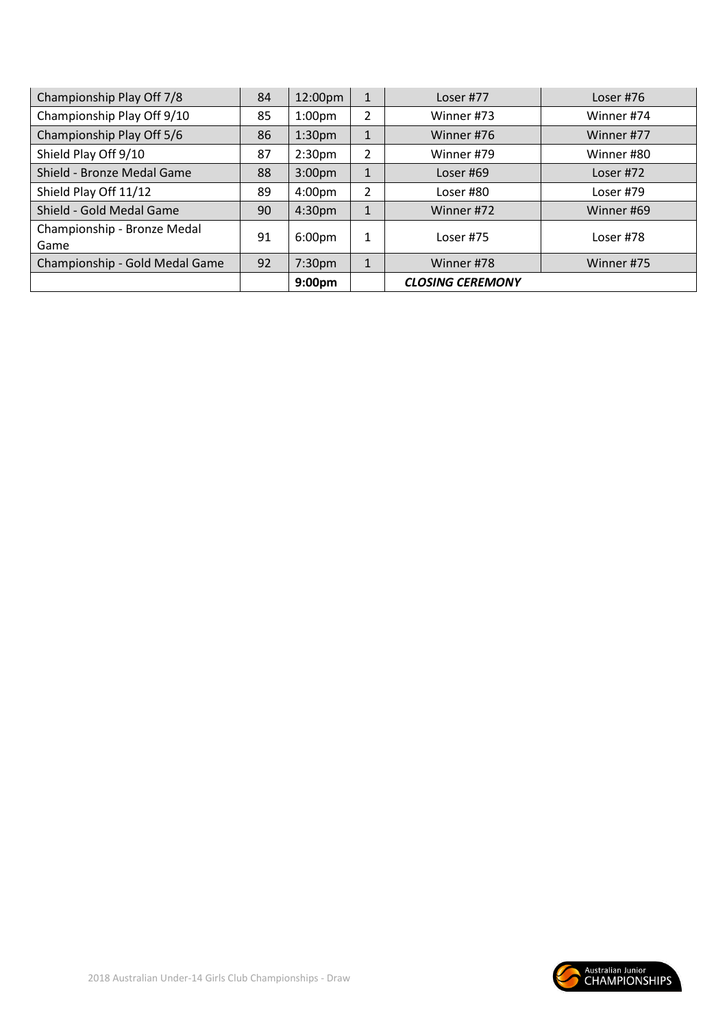| | | | | | |
|---|---|---|---|---|---|
| Championship Play Off 7/8 | 84 | 12:00pm | 1 | Loser #77 | Loser #76 |
| Championship Play Off 9/10 | 85 | 1:00pm | 2 | Winner #73 | Winner #74 |
| Championship Play Off 5/6 | 86 | 1:30pm | 1 | Winner #76 | Winner #77 |
| Shield Play Off 9/10 | 87 | 2:30pm | 2 | Winner #79 | Winner #80 |
| Shield - Bronze Medal Game | 88 | 3:00pm | 1 | Loser #69 | Loser #72 |
| Shield Play Off 11/12 | 89 | 4:00pm | 2 | Loser #80 | Loser #79 |
| Shield - Gold Medal Game | 90 | 4:30pm | 1 | Winner #72 | Winner #69 |
| Championship - Bronze Medal Game | 91 | 6:00pm | 1 | Loser #75 | Loser #78 |
| Championship - Gold Medal Game | 92 | 7:30pm | 1 | Winner #78 | Winner #75 |
| | | **9:00pm** | | ***CLOSING CEREMONY*** | |